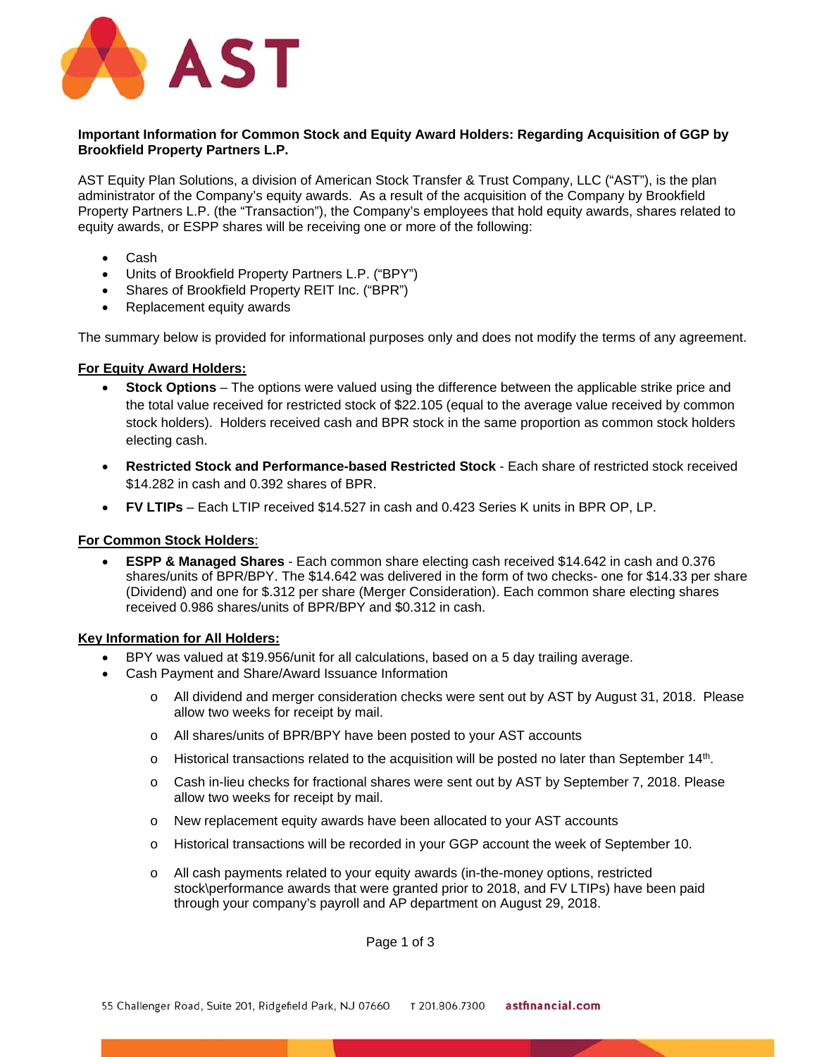**Important Information for Common Stock and Equity Award Holders: Regarding Acquisition of GGP by Brookfield Property Partners L.P.**

AST Equity Plan Solutions, a division of American Stock Transfer & Trust Company, LLC ("AST"), is the plan administrator of the Company's equity awards. As a result of the acquisition of the Company by Brookfield Property Partners L.P. (the "Transaction"), the Company's employees that hold equity awards, shares related to equity awards, or ESPP shares will be receiving one or more of the following:

- Cash
- Units of Brookfield Property Partners L.P. ("BPY")
- Shares of Brookfield Property REIT Inc. ("BPR")
- Replacement equity awards

The summary below is provided for informational purposes only and does not modify the terms of any agreement.

**For Equity Award Holders:**

- **Stock Options** – The options were valued using the difference between the applicable strike price and the total value received for restricted stock of $22.105 (equal to the average value received by common stock holders). Holders received cash and BPR stock in the same proportion as common stock holders electing cash.
- **Restricted Stock and Performance-based Restricted Stock** - Each share of restricted stock received $14.282 in cash and 0.392 shares of BPR.
- **FV LTIPs** – Each LTIP received $14.527 in cash and 0.423 Series K units in BPR OP, LP.

**For Common Stock Holders**:

- **ESPP & Managed Shares** - Each common share electing cash received $14.642 in cash and 0.376 shares/units of BPR/BPY. The $14.642 was delivered in the form of two checks- one for $14.33 per share (Dividend) and one for $.312 per share (Merger Consideration). Each common share electing shares received 0.986 shares/units of BPR/BPY and $0.312 in cash.

**Key Information for All Holders:**

- BPY was valued at $19.956/unit for all calculations, based on a 5 day trailing average.
- Cash Payment and Share/Award Issuance Information
  - All dividend and merger consideration checks were sent out by AST by August 31, 2018. Please allow two weeks for receipt by mail.
  - All shares/units of BPR/BPY have been posted to your AST accounts
  - Historical transactions related to the acquisition will be posted no later than September 14th.
  - Cash in-lieu checks for fractional shares were sent out by AST by September 7, 2018. Please allow two weeks for receipt by mail.
  - New replacement equity awards have been allocated to your AST accounts
  - Historical transactions will be recorded in your GGP account the week of September 10.
  - All cash payments related to your equity awards (in-the-money options, restricted stock\performance awards that were granted prior to 2018, and FV LTIPs) have been paid through your company's payroll and AP department on August 29, 2018.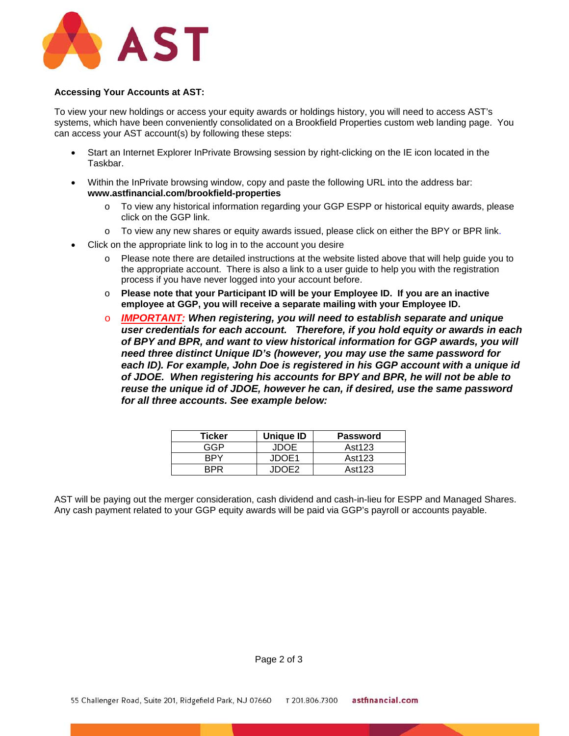**Accessing Your Accounts at AST:**

To view your new holdings or access your equity awards or holdings history, you will need to access AST's systems, which have been conveniently consolidated on a Brookfield Properties custom web landing page. You can access your AST account(s) by following these steps:

- Start an Internet Explorer InPrivate Browsing session by right-clicking on the IE icon located in the Taskbar.
- Within the InPrivate browsing window, copy and paste the following URL into the address bar: **www.astfinancial.com/brookfield-properties**
  - To view any historical information regarding your GGP ESPP or historical equity awards, please click on the GGP link.
  - To view any new shares or equity awards issued, please click on either the BPY or BPR link.
- Click on the appropriate link to log in to the account you desire
  - Please note there are detailed instructions at the website listed above that will help guide you to the appropriate account. There is also a link to a user guide to help you with the registration process if you have never logged into your account before.
  - **Please note that your Participant ID will be your Employee ID. If you are an inactive employee at GGP, you will receive a separate mailing with your Employee ID.**
  - ***IMPORTANT:* *When registering, you will need to establish separate and unique user credentials for each account. Therefore, if you hold equity or awards in each of BPY and BPR, and want to view historical information for GGP awards, you will need three distinct Unique ID's (however, you may use the same password for each ID). For example, John Doe is registered in his GGP account with a unique id of JDOE. When registering his accounts for BPY and BPR, he will not be able to reuse the unique id of JDOE, however he can, if desired, use the same password for all three accounts. See example below:***

| Ticker | Unique ID | Password |
| --- | --- | --- |
| GGP | JDOE | Ast123 |
| BPY | JDOE1 | Ast123 |
| BPR | JDOE2 | Ast123 |

AST will be paying out the merger consideration, cash dividend and cash-in-lieu for ESPP and Managed Shares. Any cash payment related to your GGP equity awards will be paid via GGP's payroll or accounts payable.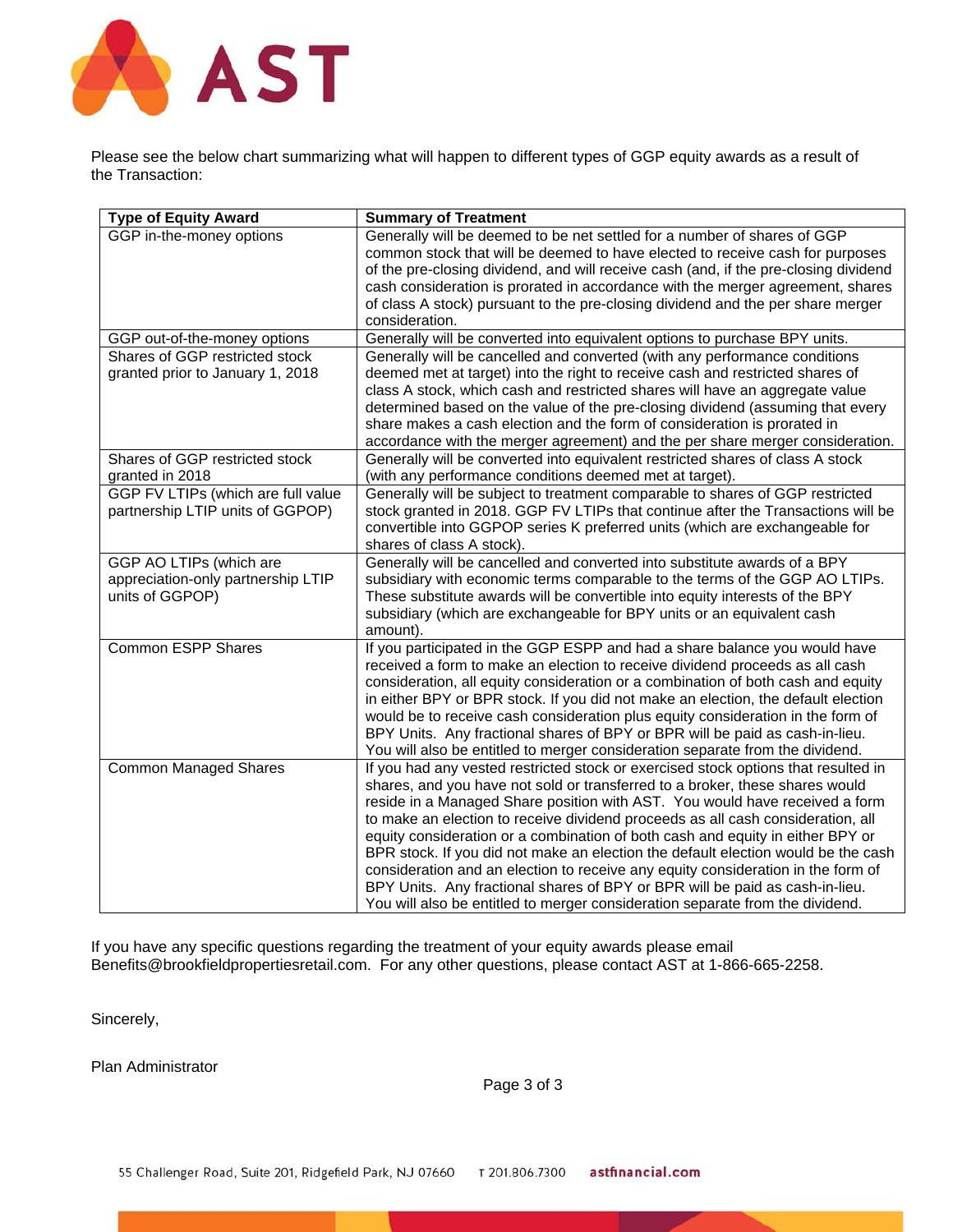Please see the below chart summarizing what will happen to different types of GGP equity awards as a result of the Transaction:

| Type of Equity Award | Summary of Treatment |
|---|---|
| GGP in-the-money options | Generally will be deemed to be net settled for a number of shares of GGP common stock that will be deemed to have elected to receive cash for purposes of the pre-closing dividend, and will receive cash (and, if the pre-closing dividend cash consideration is prorated in accordance with the merger agreement, shares of class A stock) pursuant to the pre-closing dividend and the per share merger consideration. |
| GGP out-of-the-money options | Generally will be converted into equivalent options to purchase BPY units. |
| Shares of GGP restricted stock granted prior to January 1, 2018 | Generally will be cancelled and converted (with any performance conditions deemed met at target) into the right to receive cash and restricted shares of class A stock, which cash and restricted shares will have an aggregate value determined based on the value of the pre-closing dividend (assuming that every share makes a cash election and the form of consideration is prorated in accordance with the merger agreement) and the per share merger consideration. |
| Shares of GGP restricted stock granted in 2018 | Generally will be converted into equivalent restricted shares of class A stock (with any performance conditions deemed met at target). |
| GGP FV LTIPs (which are full value partnership LTIP units of GGPOP) | Generally will be subject to treatment comparable to shares of GGP restricted stock granted in 2018. GGP FV LTIPs that continue after the Transactions will be convertible into GGPOP series K preferred units (which are exchangeable for shares of class A stock). |
| GGP AO LTIPs (which are appreciation-only partnership LTIP units of GGPOP) | Generally will be cancelled and converted into substitute awards of a BPY subsidiary with economic terms comparable to the terms of the GGP AO LTIPs. These substitute awards will be convertible into equity interests of the BPY subsidiary (which are exchangeable for BPY units or an equivalent cash amount). |
| Common ESPP Shares | If you participated in the GGP ESPP and had a share balance you would have received a form to make an election to receive dividend proceeds as all cash consideration, all equity consideration or a combination of both cash and equity in either BPY or BPR stock. If you did not make an election, the default election would be to receive cash consideration plus equity consideration in the form of BPY Units. Any fractional shares of BPY or BPR will be paid as cash-in-lieu. You will also be entitled to merger consideration separate from the dividend. |
| Common Managed Shares | If you had any vested restricted stock or exercised stock options that resulted in shares, and you have not sold or transferred to a broker, these shares would reside in a Managed Share position with AST. You would have received a form to make an election to receive dividend proceeds as all cash consideration, all equity consideration or a combination of both cash and equity in either BPY or BPR stock. If you did not make an election the default election would be the cash consideration and an election to receive any equity consideration in the form of BPY Units. Any fractional shares of BPY or BPR will be paid as cash-in-lieu. You will also be entitled to merger consideration separate from the dividend. |

If you have any specific questions regarding the treatment of your equity awards please email Benefits@brookfieldpropertiesretail.com. For any other questions, please contact AST at 1-866-665-2258.

Sincerely,

Plan Administrator

55 Challenger Road, Suite 201, Ridgefield Park, NJ 07660 T 201.806.7300 astfinancial.com